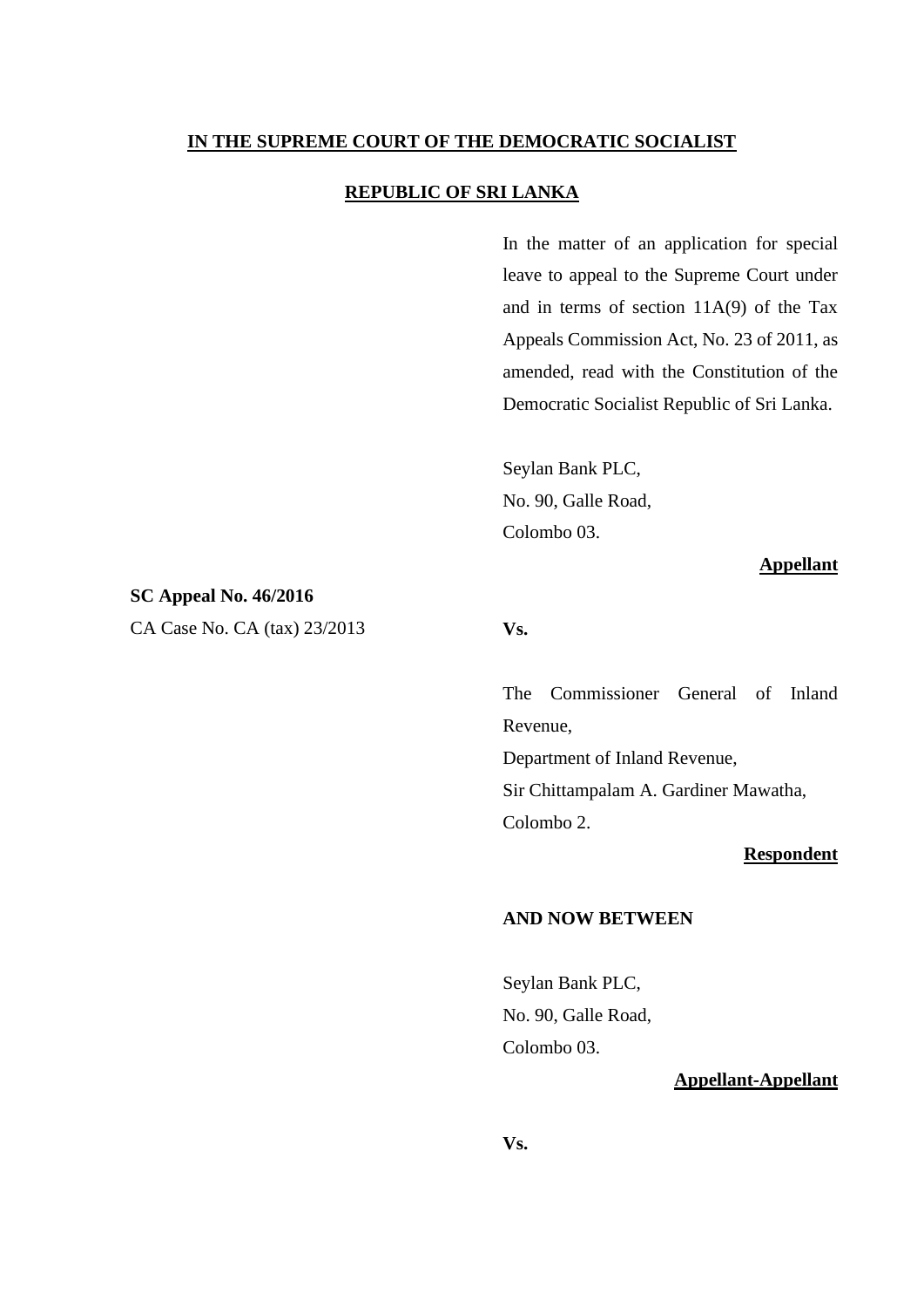**IN THE SUPREME COURT OF THE DEMOCRATIC SOCIALIST**

**REPUBLIC OF SRI LANKA**

In the matter of an application for special leave to appeal to the Supreme Court under and in terms of section 11A(9) of the Tax Appeals Commission Act, No. 23 of 2011, as amended, read with the Constitution of the Democratic Socialist Republic of Sri Lanka.

Seylan Bank PLC,
No. 90, Galle Road,
Colombo 03.

**Appellant**

**SC Appeal No. 46/2016**

CA Case No. CA (tax) 23/2013

**Vs.**

The Commissioner General of Inland Revenue,
Department of Inland Revenue,
Sir Chittampalam A. Gardiner Mawatha,
Colombo 2.

**Respondent**

**AND NOW BETWEEN**

Seylan Bank PLC,
No. 90, Galle Road,
Colombo 03.

**Appellant-Appellant**

**Vs.**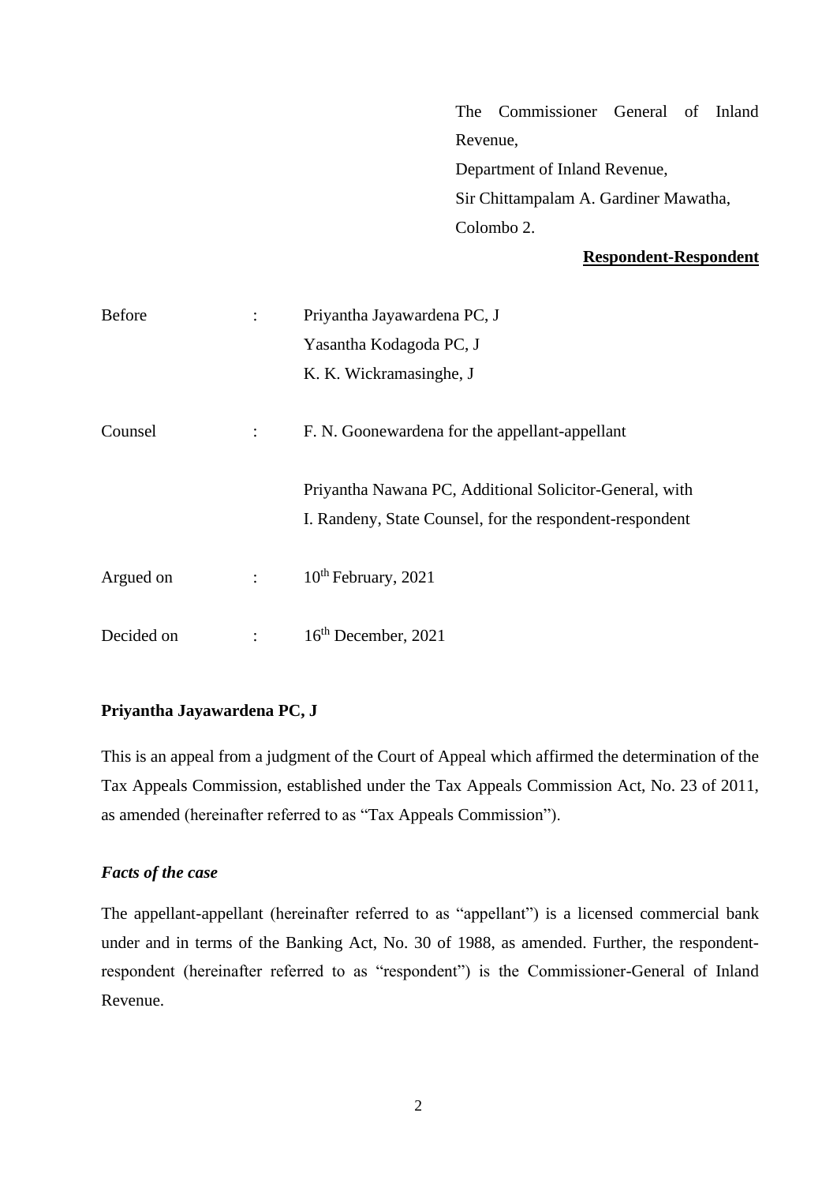The Commissioner General of Inland Revenue,
Department of Inland Revenue,
Sir Chittampalam A. Gardiner Mawatha,
Colombo 2.

**Respondent-Respondent**

| | | |
|---|---|---|
| Before | : | Priyantha Jayawardena PC, J<br>Yasantha Kodagoda PC, J<br>K. K. Wickramasinghe, J |
| Counsel | : | F. N. Goonewardena for the appellant-appellant<br><br>Priyantha Nawana PC, Additional Solicitor-General, with I. Randeny, State Counsel, for the respondent-respondent |
| Argued on | : | 10th February, 2021 |
| Decided on | : | 16th December, 2021 |

**Priyantha Jayawardena PC, J**

This is an appeal from a judgment of the Court of Appeal which affirmed the determination of the Tax Appeals Commission, established under the Tax Appeals Commission Act, No. 23 of 2011, as amended (hereinafter referred to as "Tax Appeals Commission").

***Facts of the case***

The appellant-appellant (hereinafter referred to as "appellant") is a licensed commercial bank under and in terms of the Banking Act, No. 30 of 1988, as amended. Further, the respondent-respondent (hereinafter referred to as "respondent") is the Commissioner-General of Inland Revenue.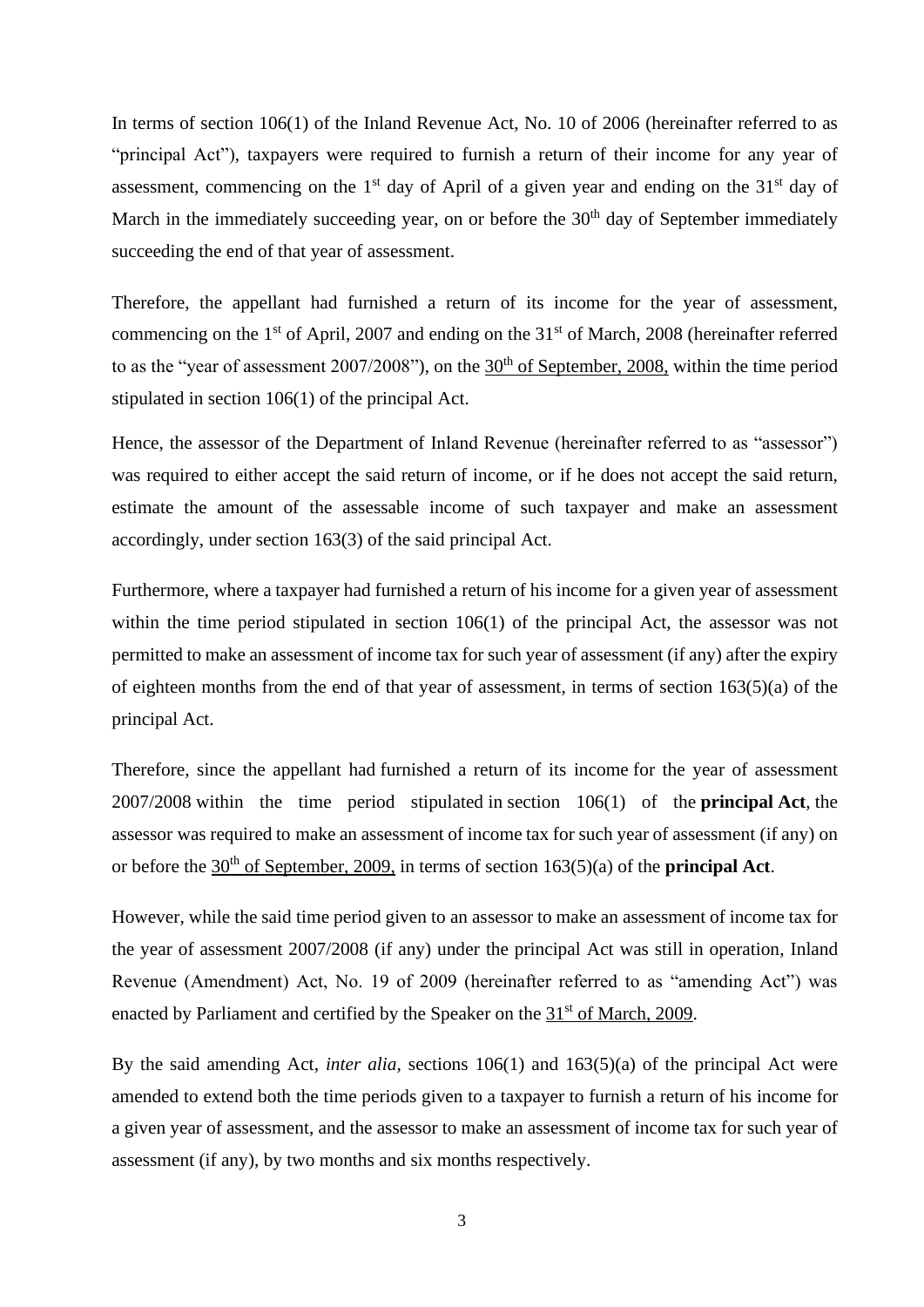In terms of section 106(1) of the Inland Revenue Act, No. 10 of 2006 (hereinafter referred to as "principal Act"), taxpayers were required to furnish a return of their income for any year of assessment, commencing on the 1st day of April of a given year and ending on the 31st day of March in the immediately succeeding year, on or before the 30th day of September immediately succeeding the end of that year of assessment.

Therefore, the appellant had furnished a return of its income for the year of assessment, commencing on the 1st of April, 2007 and ending on the 31st of March, 2008 (hereinafter referred to as the "year of assessment 2007/2008"), on the 30th of September, 2008, within the time period stipulated in section 106(1) of the principal Act.

Hence, the assessor of the Department of Inland Revenue (hereinafter referred to as "assessor") was required to either accept the said return of income, or if he does not accept the said return, estimate the amount of the assessable income of such taxpayer and make an assessment accordingly, under section 163(3) of the said principal Act.

Furthermore, where a taxpayer had furnished a return of his income for a given year of assessment within the time period stipulated in section 106(1) of the principal Act, the assessor was not permitted to make an assessment of income tax for such year of assessment (if any) after the expiry of eighteen months from the end of that year of assessment, in terms of section 163(5)(a) of the principal Act.

Therefore, since the appellant had furnished a return of its income for the year of assessment 2007/2008 within the time period stipulated in section 106(1) of the **principal Act**, the assessor was required to make an assessment of income tax for such year of assessment (if any) on or before the 30th of September, 2009, in terms of section 163(5)(a) of the **principal Act**.

However, while the said time period given to an assessor to make an assessment of income tax for the year of assessment 2007/2008 (if any) under the principal Act was still in operation, Inland Revenue (Amendment) Act, No. 19 of 2009 (hereinafter referred to as "amending Act") was enacted by Parliament and certified by the Speaker on the 31st of March, 2009.

By the said amending Act, *inter alia*, sections 106(1) and 163(5)(a) of the principal Act were amended to extend both the time periods given to a taxpayer to furnish a return of his income for a given year of assessment, and the assessor to make an assessment of income tax for such year of assessment (if any), by two months and six months respectively.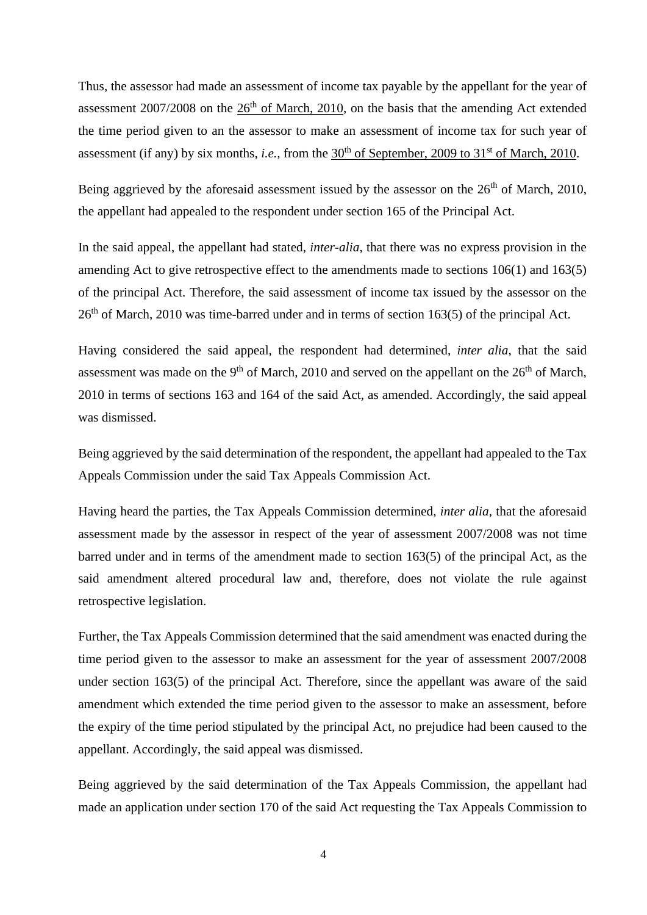Thus, the assessor had made an assessment of income tax payable by the appellant for the year of assessment 2007/2008 on the 26th of March, 2010, on the basis that the amending Act extended the time period given to an the assessor to make an assessment of income tax for such year of assessment (if any) by six months, *i.e.*, from the 30th of September, 2009 to 31st of March, 2010.

Being aggrieved by the aforesaid assessment issued by the assessor on the 26th of March, 2010, the appellant had appealed to the respondent under section 165 of the Principal Act.

In the said appeal, the appellant had stated, *inter-alia*, that there was no express provision in the amending Act to give retrospective effect to the amendments made to sections 106(1) and 163(5) of the principal Act. Therefore, the said assessment of income tax issued by the assessor on the 26th of March, 2010 was time-barred under and in terms of section 163(5) of the principal Act.

Having considered the said appeal, the respondent had determined, *inter alia*, that the said assessment was made on the 9th of March, 2010 and served on the appellant on the 26th of March, 2010 in terms of sections 163 and 164 of the said Act, as amended. Accordingly, the said appeal was dismissed.

Being aggrieved by the said determination of the respondent, the appellant had appealed to the Tax Appeals Commission under the said Tax Appeals Commission Act.

Having heard the parties, the Tax Appeals Commission determined, *inter alia*, that the aforesaid assessment made by the assessor in respect of the year of assessment 2007/2008 was not time barred under and in terms of the amendment made to section 163(5) of the principal Act, as the said amendment altered procedural law and, therefore, does not violate the rule against retrospective legislation.

Further, the Tax Appeals Commission determined that the said amendment was enacted during the time period given to the assessor to make an assessment for the year of assessment 2007/2008 under section 163(5) of the principal Act. Therefore, since the appellant was aware of the said amendment which extended the time period given to the assessor to make an assessment, before the expiry of the time period stipulated by the principal Act, no prejudice had been caused to the appellant. Accordingly, the said appeal was dismissed.

Being aggrieved by the said determination of the Tax Appeals Commission, the appellant had made an application under section 170 of the said Act requesting the Tax Appeals Commission to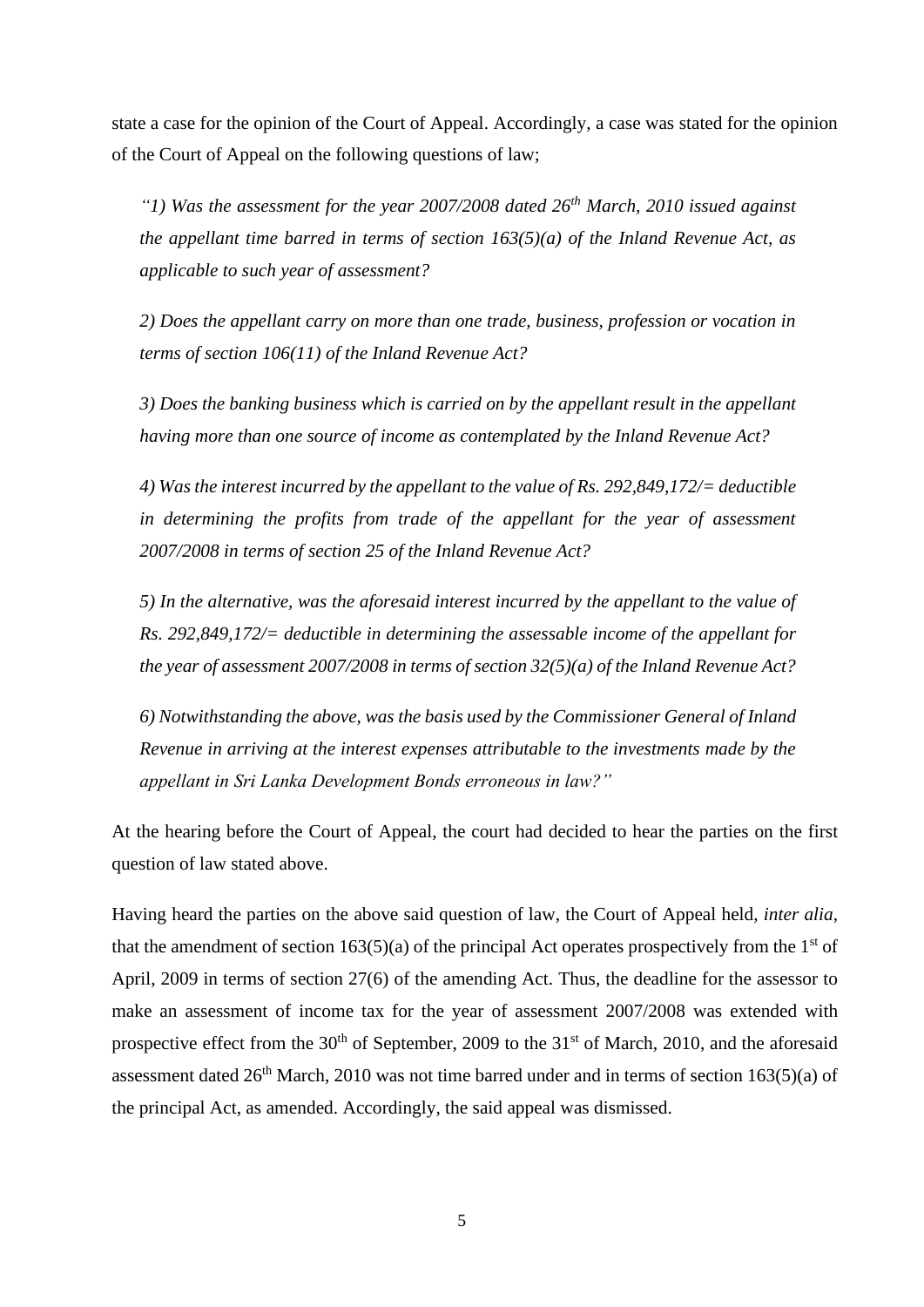state a case for the opinion of the Court of Appeal. Accordingly, a case was stated for the opinion of the Court of Appeal on the following questions of law;

> *"1) Was the assessment for the year 2007/2008 dated 26th March, 2010 issued against the appellant time barred in terms of section 163(5)(a) of the Inland Revenue Act, as applicable to such year of assessment?*
>
> *2) Does the appellant carry on more than one trade, business, profession or vocation in terms of section 106(11) of the Inland Revenue Act?*
>
> *3) Does the banking business which is carried on by the appellant result in the appellant having more than one source of income as contemplated by the Inland Revenue Act?*
>
> *4) Was the interest incurred by the appellant to the value of Rs. 292,849,172/= deductible in determining the profits from trade of the appellant for the year of assessment 2007/2008 in terms of section 25 of the Inland Revenue Act?*
>
> *5) In the alternative, was the aforesaid interest incurred by the appellant to the value of Rs. 292,849,172/= deductible in determining the assessable income of the appellant for the year of assessment 2007/2008 in terms of section 32(5)(a) of the Inland Revenue Act?*
>
> *6) Notwithstanding the above, was the basis used by the Commissioner General of Inland Revenue in arriving at the interest expenses attributable to the investments made by the appellant in Sri Lanka Development Bonds erroneous in law?"*

At the hearing before the Court of Appeal, the court had decided to hear the parties on the first question of law stated above.

Having heard the parties on the above said question of law, the Court of Appeal held, *inter alia*, that the amendment of section 163(5)(a) of the principal Act operates prospectively from the 1st of April, 2009 in terms of section 27(6) of the amending Act. Thus, the deadline for the assessor to make an assessment of income tax for the year of assessment 2007/2008 was extended with prospective effect from the 30th of September, 2009 to the 31st of March, 2010, and the aforesaid assessment dated 26th March, 2010 was not time barred under and in terms of section 163(5)(a) of the principal Act, as amended. Accordingly, the said appeal was dismissed.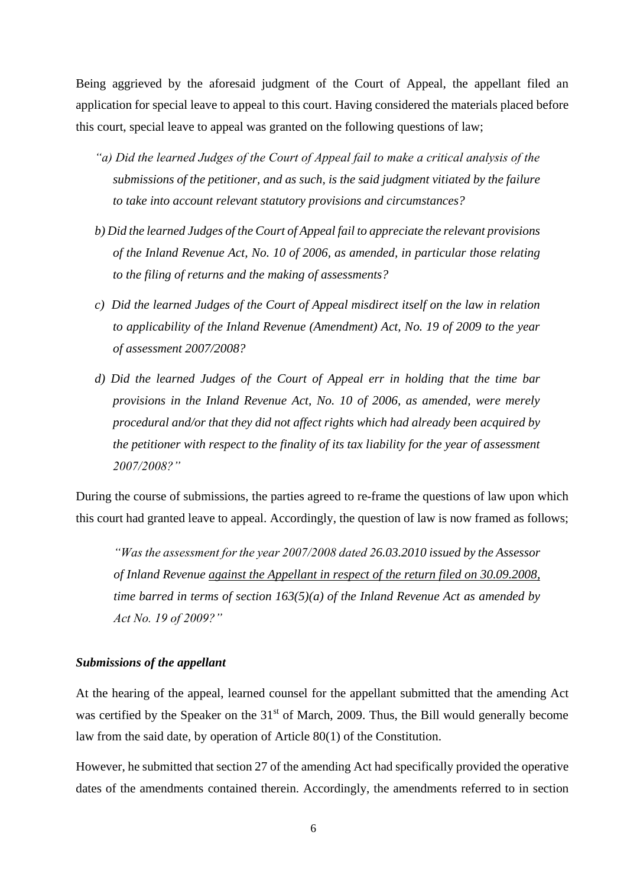Being aggrieved by the aforesaid judgment of the Court of Appeal, the appellant filed an application for special leave to appeal to this court. Having considered the materials placed before this court, special leave to appeal was granted on the following questions of law;

> *"a) Did the learned Judges of the Court of Appeal fail to make a critical analysis of the submissions of the petitioner, and as such, is the said judgment vitiated by the failure to take into account relevant statutory provisions and circumstances?*
>
> *b) Did the learned Judges of the Court of Appeal fail to appreciate the relevant provisions of the Inland Revenue Act, No. 10 of 2006, as amended, in particular those relating to the filing of returns and the making of assessments?*
>
> *c) Did the learned Judges of the Court of Appeal misdirect itself on the law in relation to applicability of the Inland Revenue (Amendment) Act, No. 19 of 2009 to the year of assessment 2007/2008?*
>
> *d) Did the learned Judges of the Court of Appeal err in holding that the time bar provisions in the Inland Revenue Act, No. 10 of 2006, as amended, were merely procedural and/or that they did not affect rights which had already been acquired by the petitioner with respect to the finality of its tax liability for the year of assessment 2007/2008?"*

During the course of submissions, the parties agreed to re-frame the questions of law upon which this court had granted leave to appeal. Accordingly, the question of law is now framed as follows;

> *"Was the assessment for the year 2007/2008 dated 26.03.2010 issued by the Assessor of Inland Revenue <u>against the Appellant in respect of the return filed on 30.09.2008,</u> time barred in terms of section 163(5)(a) of the Inland Revenue Act as amended by Act No. 19 of 2009?"*

***Submissions of the appellant***

At the hearing of the appeal, learned counsel for the appellant submitted that the amending Act was certified by the Speaker on the 31st of March, 2009. Thus, the Bill would generally become law from the said date, by operation of Article 80(1) of the Constitution.

However, he submitted that section 27 of the amending Act had specifically provided the operative dates of the amendments contained therein. Accordingly, the amendments referred to in section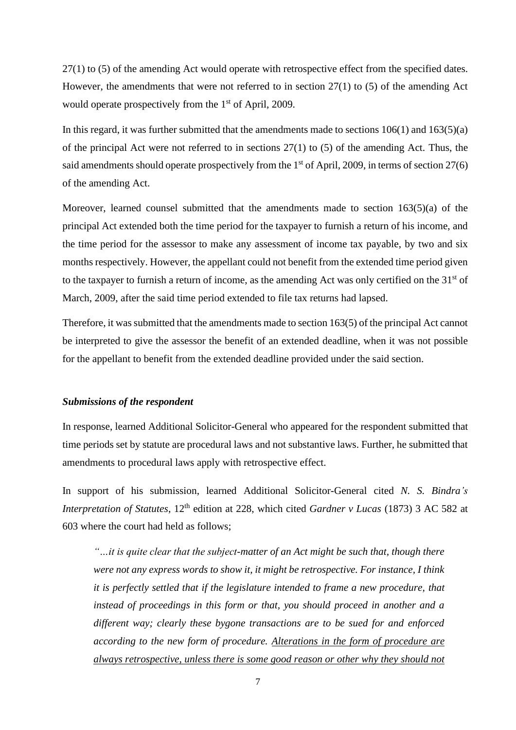27(1) to (5) of the amending Act would operate with retrospective effect from the specified dates. However, the amendments that were not referred to in section 27(1) to (5) of the amending Act would operate prospectively from the 1st of April, 2009.

In this regard, it was further submitted that the amendments made to sections 106(1) and 163(5)(a) of the principal Act were not referred to in sections 27(1) to (5) of the amending Act. Thus, the said amendments should operate prospectively from the 1st of April, 2009, in terms of section 27(6) of the amending Act.

Moreover, learned counsel submitted that the amendments made to section 163(5)(a) of the principal Act extended both the time period for the taxpayer to furnish a return of his income, and the time period for the assessor to make any assessment of income tax payable, by two and six months respectively. However, the appellant could not benefit from the extended time period given to the taxpayer to furnish a return of income, as the amending Act was only certified on the 31st of March, 2009, after the said time period extended to file tax returns had lapsed.

Therefore, it was submitted that the amendments made to section 163(5) of the principal Act cannot be interpreted to give the assessor the benefit of an extended deadline, when it was not possible for the appellant to benefit from the extended deadline provided under the said section.

***Submissions of the respondent***

In response, learned Additional Solicitor-General who appeared for the respondent submitted that time periods set by statute are procedural laws and not substantive laws. Further, he submitted that amendments to procedural laws apply with retrospective effect.

In support of his submission, learned Additional Solicitor-General cited *N. S. Bindra's Interpretation of Statutes*, 12th edition at 228, which cited *Gardner v Lucas* (1873) 3 AC 582 at 603 where the court had held as follows;

> *"…it is quite clear that the subject-matter of an Act might be such that, though there were not any express words to show it, it might be retrospective. For instance, I think it is perfectly settled that if the legislature intended to frame a new procedure, that instead of proceedings in this form or that, you should proceed in another and a different way; clearly these bygone transactions are to be sued for and enforced according to the new form of procedure. <u>Alterations in the form of procedure are always retrospective, unless there is some good reason or other why they should not</u>*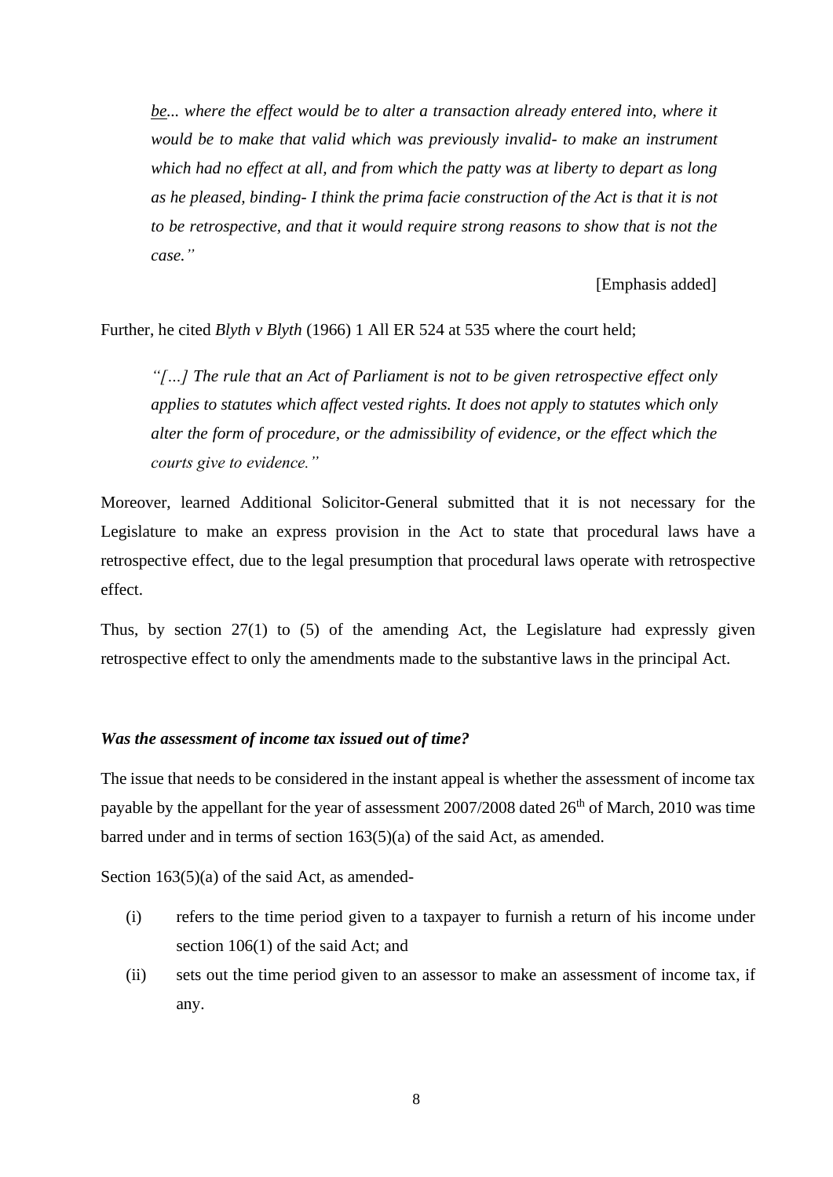> *<u>be</u>... where the effect would be to alter a transaction already entered into, where it would be to make that valid which was previously invalid- to make an instrument which had no effect at all, and from which the patty was at liberty to depart as long as he pleased, binding- I think the prima facie construction of the Act is that it is not to be retrospective, and that it would require strong reasons to show that is not the case."*
>
> [Emphasis added]

Further, he cited *Blyth v Blyth* (1966) 1 All ER 524 at 535 where the court held;

> *"[…] The rule that an Act of Parliament is not to be given retrospective effect only applies to statutes which affect vested rights. It does not apply to statutes which only alter the form of procedure, or the admissibility of evidence, or the effect which the courts give to evidence."*

Moreover, learned Additional Solicitor-General submitted that it is not necessary for the Legislature to make an express provision in the Act to state that procedural laws have a retrospective effect, due to the legal presumption that procedural laws operate with retrospective effect.

Thus, by section 27(1) to (5) of the amending Act, the Legislature had expressly given retrospective effect to only the amendments made to the substantive laws in the principal Act.

***Was the assessment of income tax issued out of time?***

The issue that needs to be considered in the instant appeal is whether the assessment of income tax payable by the appellant for the year of assessment 2007/2008 dated 26th of March, 2010 was time barred under and in terms of section 163(5)(a) of the said Act, as amended.

Section 163(5)(a) of the said Act, as amended-

(i) refers to the time period given to a taxpayer to furnish a return of his income under section 106(1) of the said Act; and

(ii) sets out the time period given to an assessor to make an assessment of income tax, if any.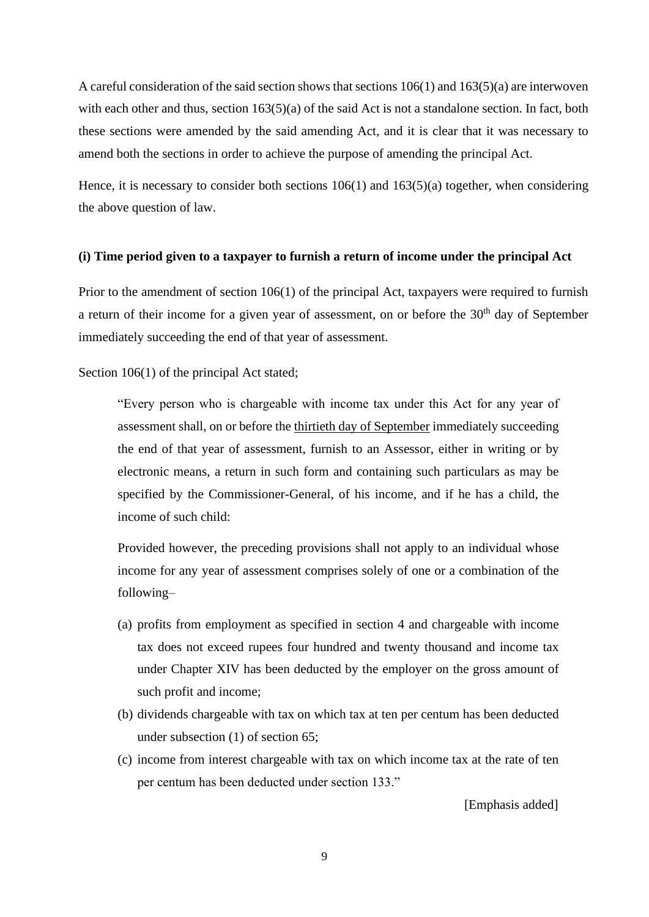A careful consideration of the said section shows that sections 106(1) and 163(5)(a) are interwoven with each other and thus, section 163(5)(a) of the said Act is not a standalone section. In fact, both these sections were amended by the said amending Act, and it is clear that it was necessary to amend both the sections in order to achieve the purpose of amending the principal Act.

Hence, it is necessary to consider both sections 106(1) and 163(5)(a) together, when considering the above question of law.

**(i) Time period given to a taxpayer to furnish a return of income under the principal Act**

Prior to the amendment of section 106(1) of the principal Act, taxpayers were required to furnish a return of their income for a given year of assessment, on or before the 30th day of September immediately succeeding the end of that year of assessment.

Section 106(1) of the principal Act stated;

> "Every person who is chargeable with income tax under this Act for any year of assessment shall, on or before the <u>thirtieth day of September</u> immediately succeeding the end of that year of assessment, furnish to an Assessor, either in writing or by electronic means, a return in such form and containing such particulars as may be specified by the Commissioner-General, of his income, and if he has a child, the income of such child:
>
> Provided however, the preceding provisions shall not apply to an individual whose income for any year of assessment comprises solely of one or a combination of the following–
>
> (a) profits from employment as specified in section 4 and chargeable with income tax does not exceed rupees four hundred and twenty thousand and income tax under Chapter XIV has been deducted by the employer on the gross amount of such profit and income;
>
> (b) dividends chargeable with tax on which tax at ten per centum has been deducted under subsection (1) of section 65;
>
> (c) income from interest chargeable with tax on which income tax at the rate of ten per centum has been deducted under section 133."
>
> [Emphasis added]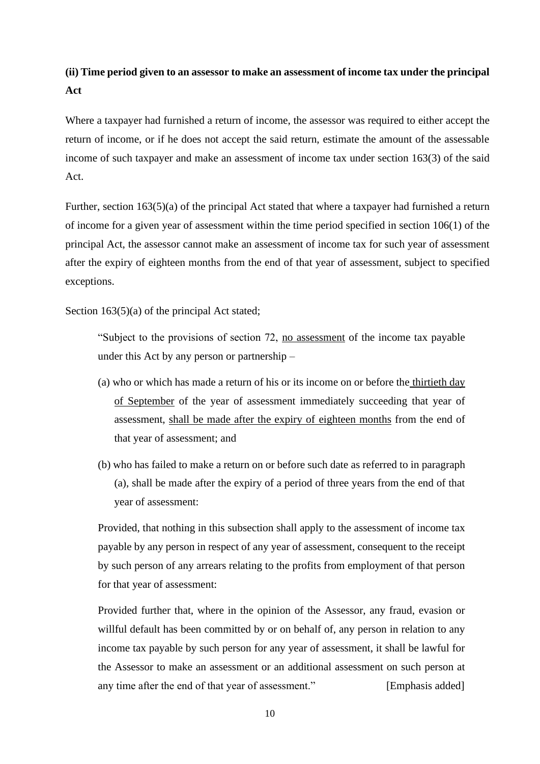**(ii) Time period given to an assessor to make an assessment of income tax under the principal Act**

Where a taxpayer had furnished a return of income, the assessor was required to either accept the return of income, or if he does not accept the said return, estimate the amount of the assessable income of such taxpayer and make an assessment of income tax under section 163(3) of the said Act.

Further, section 163(5)(a) of the principal Act stated that where a taxpayer had furnished a return of income for a given year of assessment within the time period specified in section 106(1) of the principal Act, the assessor cannot make an assessment of income tax for such year of assessment after the expiry of eighteen months from the end of that year of assessment, subject to specified exceptions.

Section 163(5)(a) of the principal Act stated;

> "Subject to the provisions of section 72, <u>no assessment</u> of the income tax payable under this Act by any person or partnership –
>
> (a) who or which has made a return of his or its income on or before the <u>thirtieth day of September</u> of the year of assessment immediately succeeding that year of assessment, <u>shall be made after the expiry of eighteen months</u> from the end of that year of assessment; and
>
> (b) who has failed to make a return on or before such date as referred to in paragraph (a), shall be made after the expiry of a period of three years from the end of that year of assessment:
>
> Provided, that nothing in this subsection shall apply to the assessment of income tax payable by any person in respect of any year of assessment, consequent to the receipt by such person of any arrears relating to the profits from employment of that person for that year of assessment:
>
> Provided further that, where in the opinion of the Assessor, any fraud, evasion or willful default has been committed by or on behalf of, any person in relation to any income tax payable by such person for any year of assessment, it shall be lawful for the Assessor to make an assessment or an additional assessment on such person at any time after the end of that year of assessment." [Emphasis added]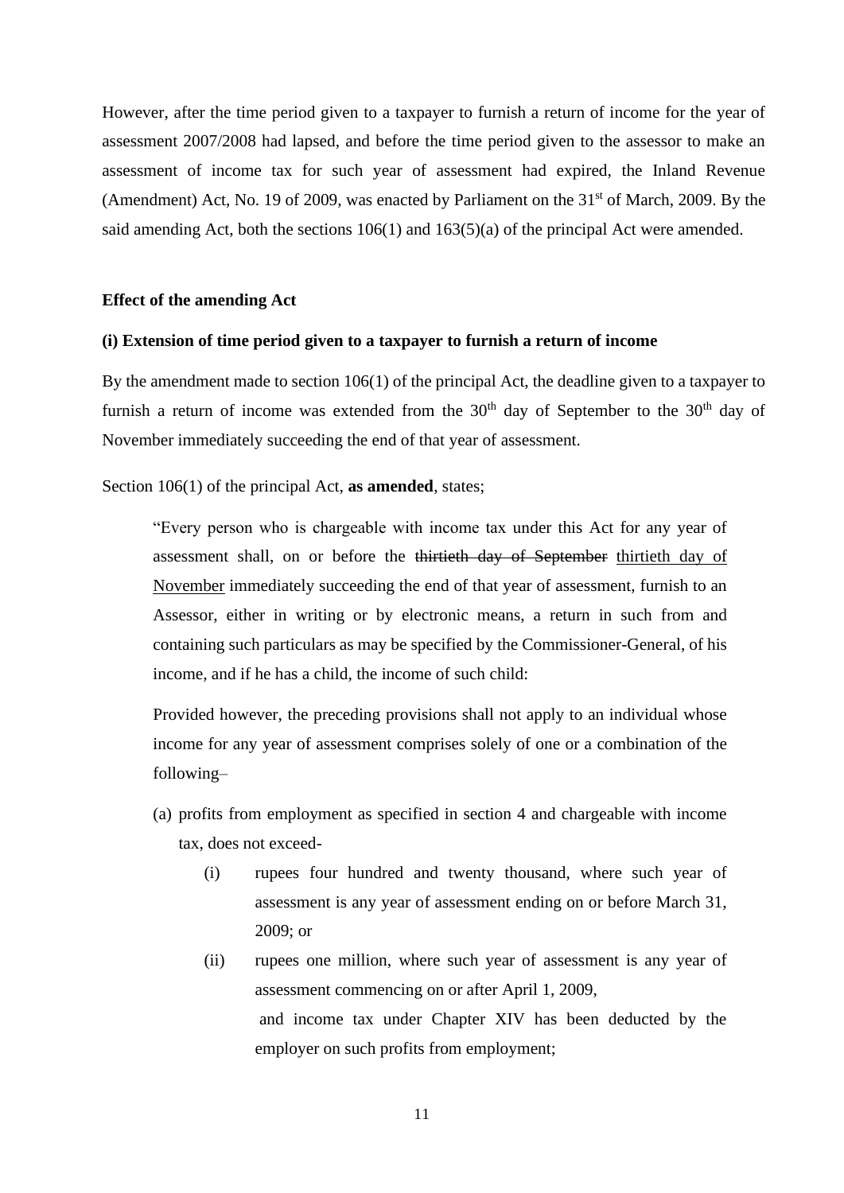However, after the time period given to a taxpayer to furnish a return of income for the year of assessment 2007/2008 had lapsed, and before the time period given to the assessor to make an assessment of income tax for such year of assessment had expired, the Inland Revenue (Amendment) Act, No. 19 of 2009, was enacted by Parliament on the 31st of March, 2009. By the said amending Act, both the sections 106(1) and 163(5)(a) of the principal Act were amended.

**Effect of the amending Act**

**(i) Extension of time period given to a taxpayer to furnish a return of income**

By the amendment made to section 106(1) of the principal Act, the deadline given to a taxpayer to furnish a return of income was extended from the 30th day of September to the 30th day of November immediately succeeding the end of that year of assessment.

Section 106(1) of the principal Act, **as amended**, states;

> "Every person who is chargeable with income tax under this Act for any year of assessment shall, on or before the ~~thirtieth day of September~~ <u>thirtieth day of November</u> immediately succeeding the end of that year of assessment, furnish to an Assessor, either in writing or by electronic means, a return in such from and containing such particulars as may be specified by the Commissioner-General, of his income, and if he has a child, the income of such child:
>
> Provided however, the preceding provisions shall not apply to an individual whose income for any year of assessment comprises solely of one or a combination of the following–
>
> (a) profits from employment as specified in section 4 and chargeable with income tax, does not exceed-
>
> (i) rupees four hundred and twenty thousand, where such year of assessment is any year of assessment ending on or before March 31, 2009; or
>
> (ii) rupees one million, where such year of assessment is any year of assessment commencing on or after April 1, 2009,
>
> and income tax under Chapter XIV has been deducted by the employer on such profits from employment;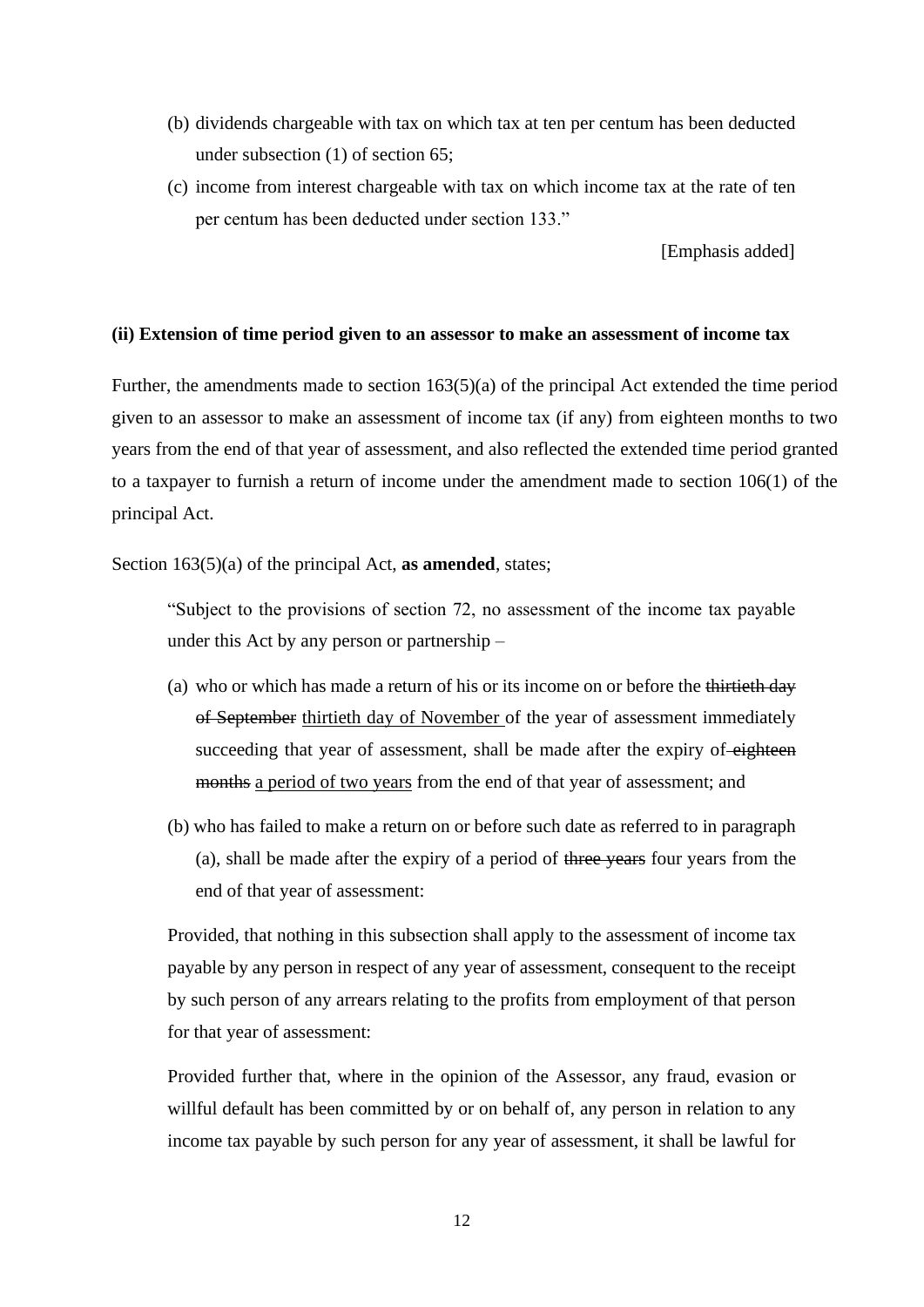(b) dividends chargeable with tax on which tax at ten per centum has been deducted under subsection (1) of section 65;

(c) income from interest chargeable with tax on which income tax at the rate of ten per centum has been deducted under section 133."

[Emphasis added]

**(ii) Extension of time period given to an assessor to make an assessment of income tax**

Further, the amendments made to section 163(5)(a) of the principal Act extended the time period given to an assessor to make an assessment of income tax (if any) from eighteen months to two years from the end of that year of assessment, and also reflected the extended time period granted to a taxpayer to furnish a return of income under the amendment made to section 106(1) of the principal Act.

Section 163(5)(a) of the principal Act, **as amended**, states;

> "Subject to the provisions of section 72, no assessment of the income tax payable under this Act by any person or partnership –
>
> (a) who or which has made a return of his or its income on or before the ~~thirtieth day of September~~ <u>thirtieth day of November</u> of the year of assessment immediately succeeding that year of assessment, shall be made after the expiry of ~~eighteen months~~ <u>a period of two years</u> from the end of that year of assessment; and
>
> (b) who has failed to make a return on or before such date as referred to in paragraph (a), shall be made after the expiry of a period of ~~three years~~ four years from the end of that year of assessment:
>
> Provided, that nothing in this subsection shall apply to the assessment of income tax payable by any person in respect of any year of assessment, consequent to the receipt by such person of any arrears relating to the profits from employment of that person for that year of assessment:
>
> Provided further that, where in the opinion of the Assessor, any fraud, evasion or willful default has been committed by or on behalf of, any person in relation to any income tax payable by such person for any year of assessment, it shall be lawful for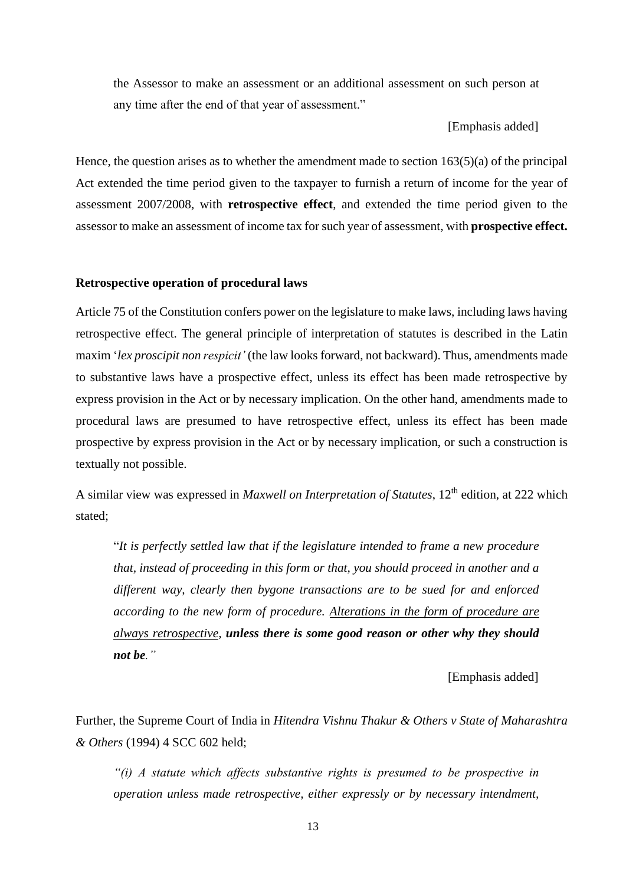> the Assessor to make an assessment or an additional assessment on such person at any time after the end of that year of assessment."
>
> [Emphasis added]

Hence, the question arises as to whether the amendment made to section 163(5)(a) of the principal Act extended the time period given to the taxpayer to furnish a return of income for the year of assessment 2007/2008, with **retrospective effect**, and extended the time period given to the assessor to make an assessment of income tax for such year of assessment, with **prospective effect.**

**Retrospective operation of procedural laws**

Article 75 of the Constitution confers power on the legislature to make laws, including laws having retrospective effect. The general principle of interpretation of statutes is described in the Latin maxim '*lex proscipit non respicit'* (the law looks forward, not backward). Thus, amendments made to substantive laws have a prospective effect, unless its effect has been made retrospective by express provision in the Act or by necessary implication. On the other hand, amendments made to procedural laws are presumed to have retrospective effect, unless its effect has been made prospective by express provision in the Act or by necessary implication, or such a construction is textually not possible.

A similar view was expressed in *Maxwell on Interpretation of Statutes*, 12th edition, at 222 which stated;

> "*It is perfectly settled law that if the legislature intended to frame a new procedure that, instead of proceeding in this form or that, you should proceed in another and a different way, clearly then bygone transactions are to be sued for and enforced according to the new form of procedure. <u>Alterations in the form of procedure are always retrospective</u>, **unless there is some good reason or other why they should not be**."*
>
> [Emphasis added]

Further, the Supreme Court of India in *Hitendra Vishnu Thakur & Others v State of Maharashtra & Others* (1994) 4 SCC 602 held;

> *"(i) A statute which affects substantive rights is presumed to be prospective in operation unless made retrospective, either expressly or by necessary intendment,*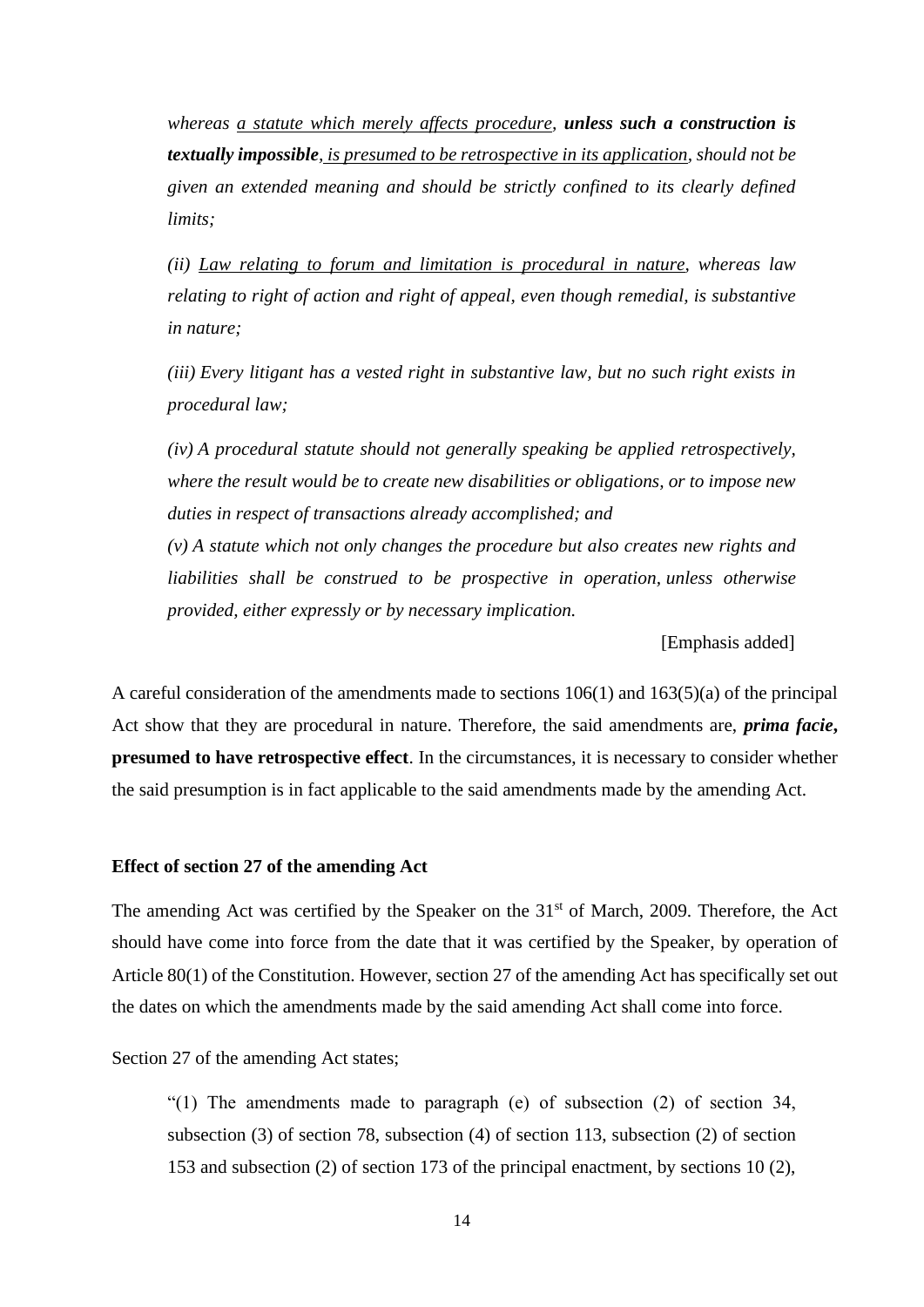*whereas <u>a statute which merely affects procedure</u>, **unless such a construction is textually impossible**<u>, is presumed to be retrospective in its application</u>, should not be given an extended meaning and should be strictly confined to its clearly defined limits;*

*(ii) <u>Law relating to forum and limitation is procedural in nature</u>, whereas law relating to right of action and right of appeal, even though remedial, is substantive in nature;*

*(iii) Every litigant has a vested right in substantive law, but no such right exists in procedural law;*

*(iv) A procedural statute should not generally speaking be applied retrospectively, where the result would be to create new disabilities or obligations, or to impose new duties in respect of transactions already accomplished; and*

*(v) A statute which not only changes the procedure but also creates new rights and liabilities shall be construed to be prospective in operation, unless otherwise provided, either expressly or by necessary implication.*

[Emphasis added]

A careful consideration of the amendments made to sections 106(1) and 163(5)(a) of the principal Act show that they are procedural in nature. Therefore, the said amendments are, ***prima facie*, presumed to have retrospective effect**. In the circumstances, it is necessary to consider whether the said presumption is in fact applicable to the said amendments made by the amending Act.

**Effect of section 27 of the amending Act**

The amending Act was certified by the Speaker on the 31st of March, 2009. Therefore, the Act should have come into force from the date that it was certified by the Speaker, by operation of Article 80(1) of the Constitution. However, section 27 of the amending Act has specifically set out the dates on which the amendments made by the said amending Act shall come into force.

Section 27 of the amending Act states;

"(1) The amendments made to paragraph (e) of subsection (2) of section 34, subsection (3) of section 78, subsection (4) of section 113, subsection (2) of section 153 and subsection (2) of section 173 of the principal enactment, by sections 10 (2),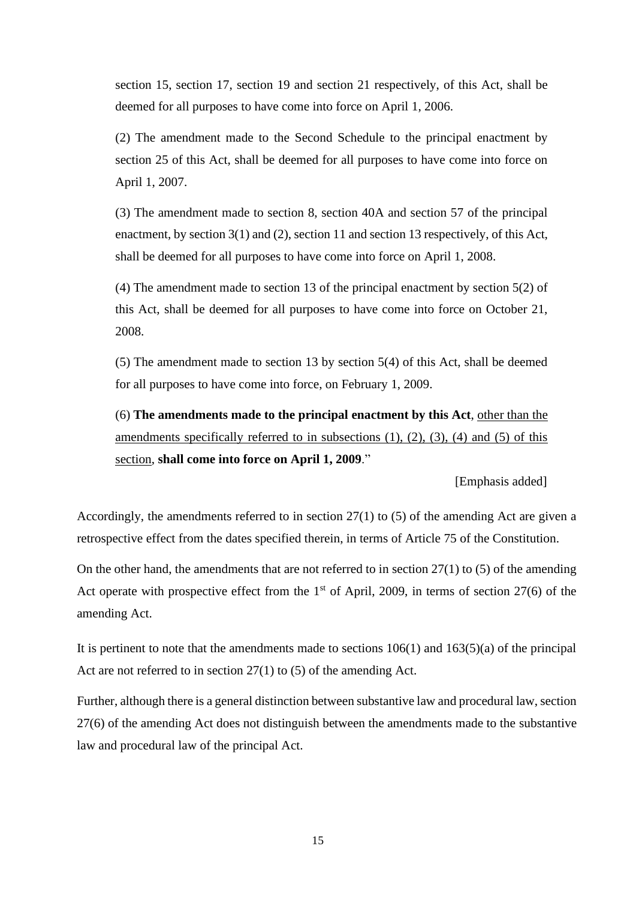section 15, section 17, section 19 and section 21 respectively, of this Act, shall be deemed for all purposes to have come into force on April 1, 2006.

> (2) The amendment made to the Second Schedule to the principal enactment by section 25 of this Act, shall be deemed for all purposes to have come into force on April 1, 2007.
>
> (3) The amendment made to section 8, section 40A and section 57 of the principal enactment, by section 3(1) and (2), section 11 and section 13 respectively, of this Act, shall be deemed for all purposes to have come into force on April 1, 2008.
>
> (4) The amendment made to section 13 of the principal enactment by section 5(2) of this Act, shall be deemed for all purposes to have come into force on October 21, 2008.
>
> (5) The amendment made to section 13 by section 5(4) of this Act, shall be deemed for all purposes to have come into force, on February 1, 2009.
>
> (6) **The amendments made to the principal enactment by this Act**, <u>other than the amendments specifically referred to in subsections (1), (2), (3), (4) and (5) of this section</u>, **shall come into force on April 1, 2009**."
>
> [Emphasis added]

Accordingly, the amendments referred to in section 27(1) to (5) of the amending Act are given a retrospective effect from the dates specified therein, in terms of Article 75 of the Constitution.

On the other hand, the amendments that are not referred to in section 27(1) to (5) of the amending Act operate with prospective effect from the 1st of April, 2009, in terms of section 27(6) of the amending Act.

It is pertinent to note that the amendments made to sections 106(1) and 163(5)(a) of the principal Act are not referred to in section 27(1) to (5) of the amending Act.

Further, although there is a general distinction between substantive law and procedural law, section 27(6) of the amending Act does not distinguish between the amendments made to the substantive law and procedural law of the principal Act.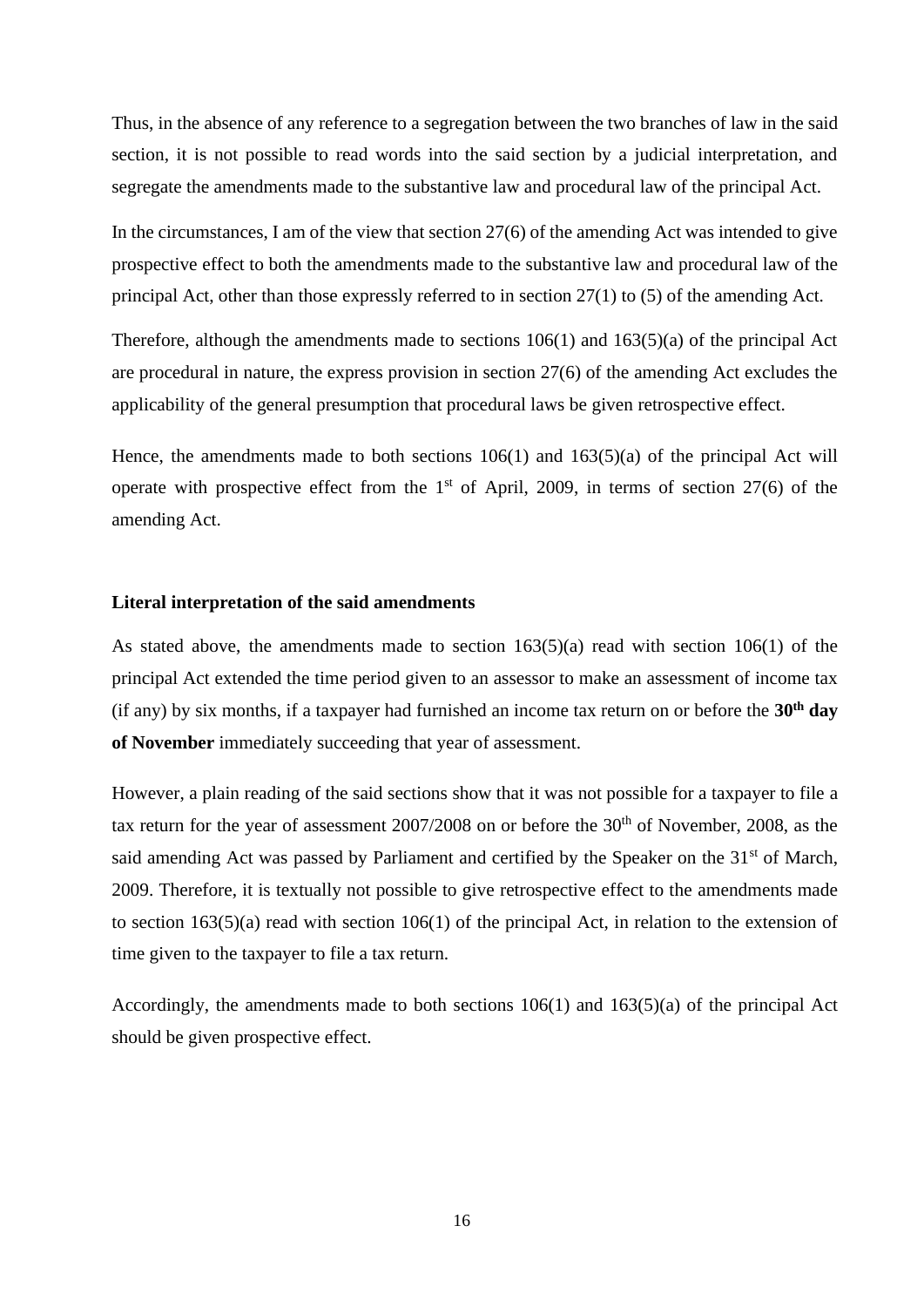Thus, in the absence of any reference to a segregation between the two branches of law in the said section, it is not possible to read words into the said section by a judicial interpretation, and segregate the amendments made to the substantive law and procedural law of the principal Act.

In the circumstances, I am of the view that section 27(6) of the amending Act was intended to give prospective effect to both the amendments made to the substantive law and procedural law of the principal Act, other than those expressly referred to in section 27(1) to (5) of the amending Act.

Therefore, although the amendments made to sections 106(1) and 163(5)(a) of the principal Act are procedural in nature, the express provision in section 27(6) of the amending Act excludes the applicability of the general presumption that procedural laws be given retrospective effect.

Hence, the amendments made to both sections 106(1) and 163(5)(a) of the principal Act will operate with prospective effect from the 1st of April, 2009, in terms of section 27(6) of the amending Act.

**Literal interpretation of the said amendments**

As stated above, the amendments made to section 163(5)(a) read with section 106(1) of the principal Act extended the time period given to an assessor to make an assessment of income tax (if any) by six months, if a taxpayer had furnished an income tax return on or before the **30th day of November** immediately succeeding that year of assessment.

However, a plain reading of the said sections show that it was not possible for a taxpayer to file a tax return for the year of assessment 2007/2008 on or before the 30th of November, 2008, as the said amending Act was passed by Parliament and certified by the Speaker on the 31st of March, 2009. Therefore, it is textually not possible to give retrospective effect to the amendments made to section 163(5)(a) read with section 106(1) of the principal Act, in relation to the extension of time given to the taxpayer to file a tax return.

Accordingly, the amendments made to both sections 106(1) and 163(5)(a) of the principal Act should be given prospective effect.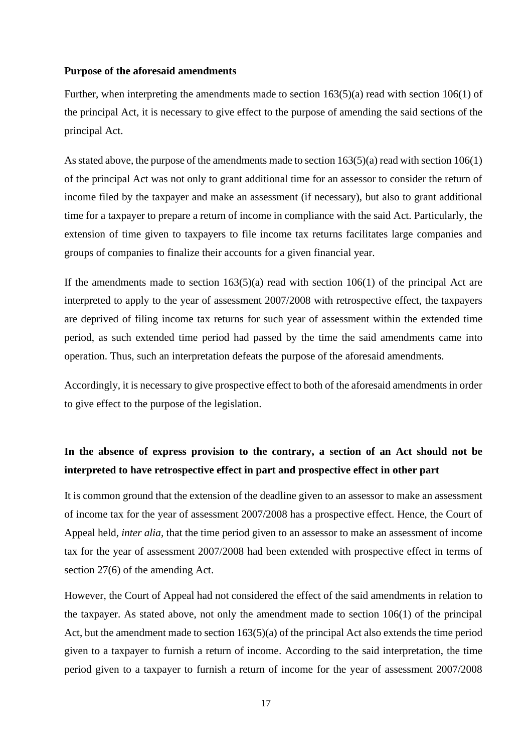**Purpose of the aforesaid amendments**

Further, when interpreting the amendments made to section 163(5)(a) read with section 106(1) of the principal Act, it is necessary to give effect to the purpose of amending the said sections of the principal Act.

As stated above, the purpose of the amendments made to section 163(5)(a) read with section 106(1) of the principal Act was not only to grant additional time for an assessor to consider the return of income filed by the taxpayer and make an assessment (if necessary), but also to grant additional time for a taxpayer to prepare a return of income in compliance with the said Act. Particularly, the extension of time given to taxpayers to file income tax returns facilitates large companies and groups of companies to finalize their accounts for a given financial year.

If the amendments made to section 163(5)(a) read with section 106(1) of the principal Act are interpreted to apply to the year of assessment 2007/2008 with retrospective effect, the taxpayers are deprived of filing income tax returns for such year of assessment within the extended time period, as such extended time period had passed by the time the said amendments came into operation. Thus, such an interpretation defeats the purpose of the aforesaid amendments.

Accordingly, it is necessary to give prospective effect to both of the aforesaid amendments in order to give effect to the purpose of the legislation.

**In the absence of express provision to the contrary, a section of an Act should not be interpreted to have retrospective effect in part and prospective effect in other part**

It is common ground that the extension of the deadline given to an assessor to make an assessment of income tax for the year of assessment 2007/2008 has a prospective effect. Hence, the Court of Appeal held, *inter alia,* that the time period given to an assessor to make an assessment of income tax for the year of assessment 2007/2008 had been extended with prospective effect in terms of section 27(6) of the amending Act.

However, the Court of Appeal had not considered the effect of the said amendments in relation to the taxpayer. As stated above, not only the amendment made to section 106(1) of the principal Act, but the amendment made to section 163(5)(a) of the principal Act also extends the time period given to a taxpayer to furnish a return of income. According to the said interpretation, the time period given to a taxpayer to furnish a return of income for the year of assessment 2007/2008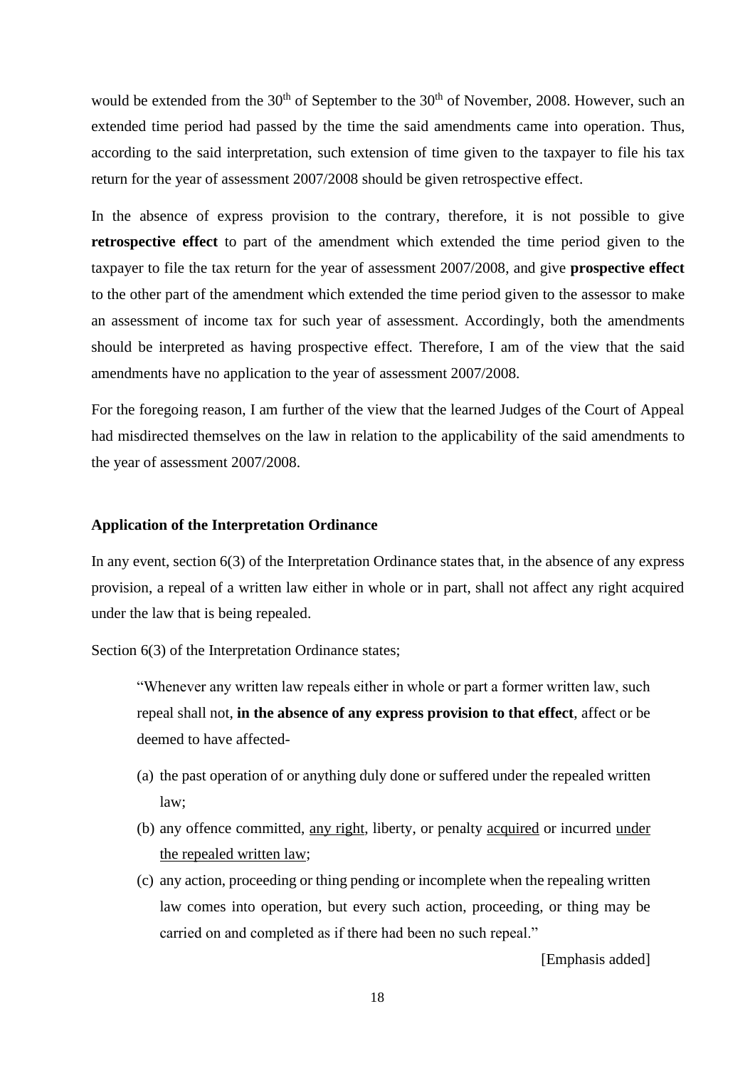would be extended from the 30th of September to the 30th of November, 2008. However, such an extended time period had passed by the time the said amendments came into operation. Thus, according to the said interpretation, such extension of time given to the taxpayer to file his tax return for the year of assessment 2007/2008 should be given retrospective effect.

In the absence of express provision to the contrary, therefore, it is not possible to give **retrospective effect** to part of the amendment which extended the time period given to the taxpayer to file the tax return for the year of assessment 2007/2008, and give **prospective effect** to the other part of the amendment which extended the time period given to the assessor to make an assessment of income tax for such year of assessment. Accordingly, both the amendments should be interpreted as having prospective effect. Therefore, I am of the view that the said amendments have no application to the year of assessment 2007/2008.

For the foregoing reason, I am further of the view that the learned Judges of the Court of Appeal had misdirected themselves on the law in relation to the applicability of the said amendments to the year of assessment 2007/2008.

**Application of the Interpretation Ordinance**

In any event, section 6(3) of the Interpretation Ordinance states that, in the absence of any express provision, a repeal of a written law either in whole or in part, shall not affect any right acquired under the law that is being repealed.

Section 6(3) of the Interpretation Ordinance states;

> "Whenever any written law repeals either in whole or part a former written law, such repeal shall not, **in the absence of any express provision to that effect**, affect or be deemed to have affected-
>
> (a) the past operation of or anything duly done or suffered under the repealed written law;
>
> (b) any offence committed, <u>any right</u>, liberty, or penalty <u>acquired</u> or incurred <u>under the repealed written law</u>;
>
> (c) any action, proceeding or thing pending or incomplete when the repealing written law comes into operation, but every such action, proceeding, or thing may be carried on and completed as if there had been no such repeal."
>
> [Emphasis added]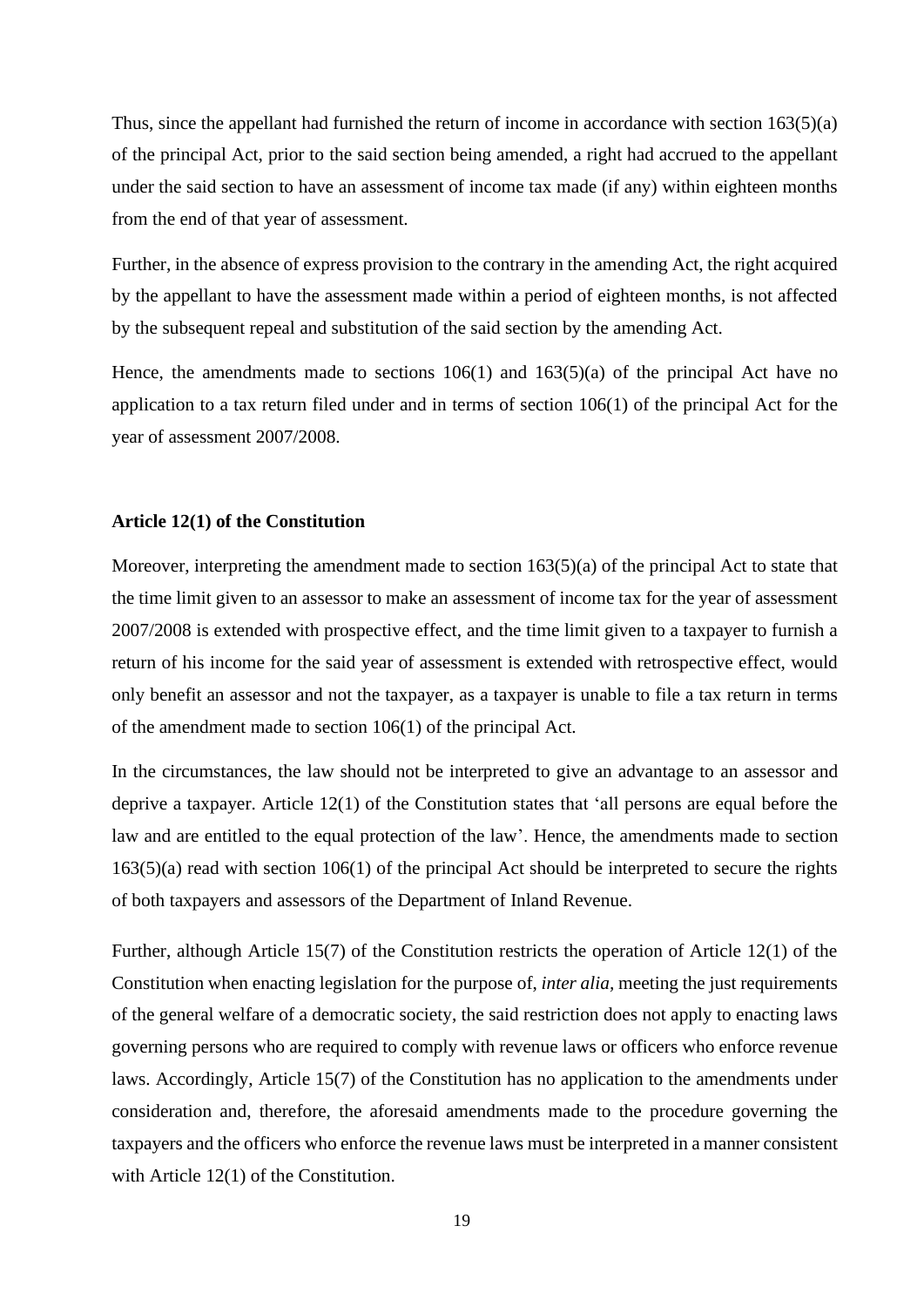Thus, since the appellant had furnished the return of income in accordance with section 163(5)(a) of the principal Act, prior to the said section being amended, a right had accrued to the appellant under the said section to have an assessment of income tax made (if any) within eighteen months from the end of that year of assessment.

Further, in the absence of express provision to the contrary in the amending Act, the right acquired by the appellant to have the assessment made within a period of eighteen months, is not affected by the subsequent repeal and substitution of the said section by the amending Act.

Hence, the amendments made to sections 106(1) and 163(5)(a) of the principal Act have no application to a tax return filed under and in terms of section 106(1) of the principal Act for the year of assessment 2007/2008.

**Article 12(1) of the Constitution**

Moreover, interpreting the amendment made to section 163(5)(a) of the principal Act to state that the time limit given to an assessor to make an assessment of income tax for the year of assessment 2007/2008 is extended with prospective effect, and the time limit given to a taxpayer to furnish a return of his income for the said year of assessment is extended with retrospective effect, would only benefit an assessor and not the taxpayer, as a taxpayer is unable to file a tax return in terms of the amendment made to section 106(1) of the principal Act.

In the circumstances, the law should not be interpreted to give an advantage to an assessor and deprive a taxpayer. Article 12(1) of the Constitution states that 'all persons are equal before the law and are entitled to the equal protection of the law'. Hence, the amendments made to section 163(5)(a) read with section 106(1) of the principal Act should be interpreted to secure the rights of both taxpayers and assessors of the Department of Inland Revenue.

Further, although Article 15(7) of the Constitution restricts the operation of Article 12(1) of the Constitution when enacting legislation for the purpose of, *inter alia,* meeting the just requirements of the general welfare of a democratic society, the said restriction does not apply to enacting laws governing persons who are required to comply with revenue laws or officers who enforce revenue laws. Accordingly, Article 15(7) of the Constitution has no application to the amendments under consideration and, therefore, the aforesaid amendments made to the procedure governing the taxpayers and the officers who enforce the revenue laws must be interpreted in a manner consistent with Article 12(1) of the Constitution.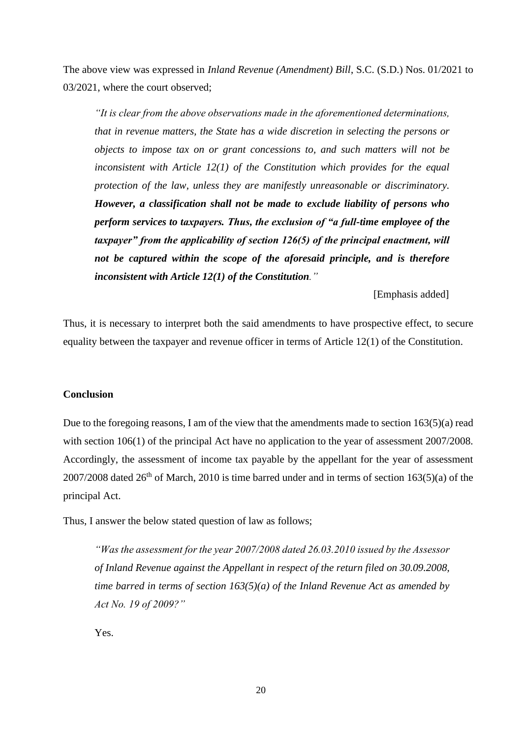The above view was expressed in *Inland Revenue (Amendment) Bill*, S.C. (S.D.) Nos. 01/2021 to 03/2021, where the court observed;

> *"It is clear from the above observations made in the aforementioned determinations, that in revenue matters, the State has a wide discretion in selecting the persons or objects to impose tax on or grant concessions to, and such matters will not be inconsistent with Article 12(1) of the Constitution which provides for the equal protection of the law, unless they are manifestly unreasonable or discriminatory.* ***However, a classification shall not be made to exclude liability of persons who perform services to taxpayers. Thus, the exclusion of "a full-time employee of the taxpayer" from the applicability of section 126(5) of the principal enactment, will not be captured within the scope of the aforesaid principle, and is therefore inconsistent with Article 12(1) of the Constitution****."*
>
> [Emphasis added]

Thus, it is necessary to interpret both the said amendments to have prospective effect, to secure equality between the taxpayer and revenue officer in terms of Article 12(1) of the Constitution.

**Conclusion**

Due to the foregoing reasons, I am of the view that the amendments made to section 163(5)(a) read with section 106(1) of the principal Act have no application to the year of assessment 2007/2008. Accordingly, the assessment of income tax payable by the appellant for the year of assessment 2007/2008 dated 26th of March, 2010 is time barred under and in terms of section 163(5)(a) of the principal Act.

Thus, I answer the below stated question of law as follows;

> *"Was the assessment for the year 2007/2008 dated 26.03.2010 issued by the Assessor of Inland Revenue against the Appellant in respect of the return filed on 30.09.2008, time barred in terms of section 163(5)(a) of the Inland Revenue Act as amended by Act No. 19 of 2009?"*
>
> Yes.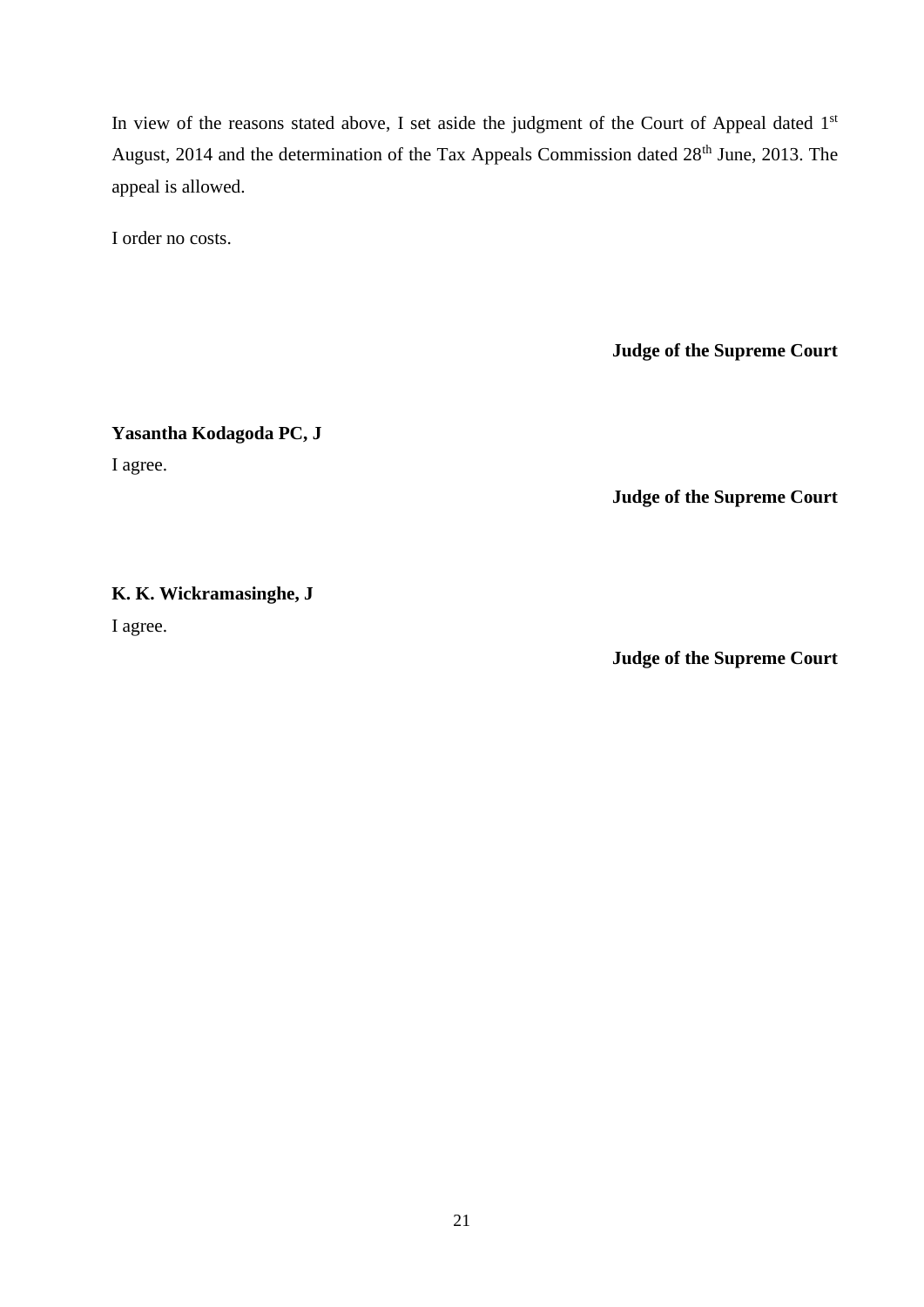In view of the reasons stated above, I set aside the judgment of the Court of Appeal dated 1st August, 2014 and the determination of the Tax Appeals Commission dated 28th June, 2013. The appeal is allowed.

I order no costs.

**Judge of the Supreme Court**

**Yasantha Kodagoda PC, J**

I agree.

**Judge of the Supreme Court**

**K. K. Wickramasinghe, J**

I agree.

**Judge of the Supreme Court**